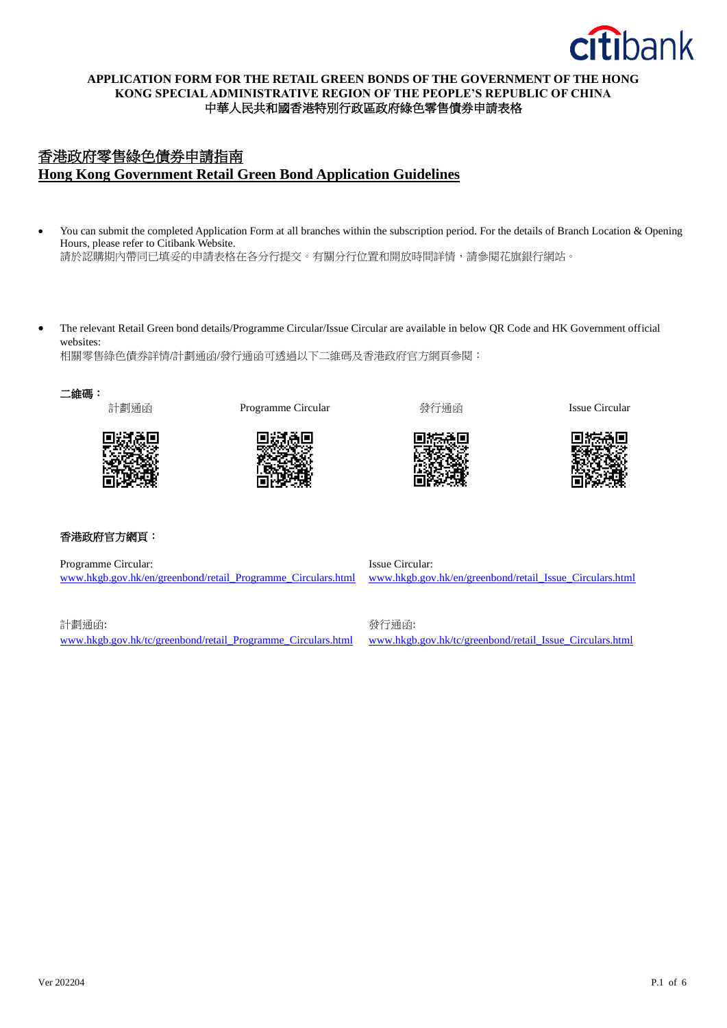**APPLICATION FORM FOR THE RETAIL GREEN BONDS OF THE GOVERNMENT OF THE HONG KONG SPECIAL ADMINISTRATIVE REGION OF THE PEOPLE'S REPUBLIC OF CHINA**
**中華人民共和國香港特別行政區政府綠色零售債券申請表格**

## 香港政府零售綠色債券申請指南
## Hong Kong Government Retail Green Bond Application Guidelines

- You can submit the completed Application Form at all branches within the subscription period. For the details of Branch Location & Opening Hours, please refer to Citibank Website.
  請於認購期內帶同已填妥的申請表格在各分行提交。有關分行位置和開放時間詳情，請參閱花旗銀行網站。

- The relevant Retail Green bond details/Programme Circular/Issue Circular are available in below QR Code and HK Government official websites:
  相關零售綠色債券詳情/計劃通函/發行通函可透過以下二維碼及香港政府官方網頁參閱：

**二維碼：**

計劃通函 | Programme Circular | 發行通函 | Issue Circular

**香港政府官方網頁：**

Programme Circular:
www.hkgb.gov.hk/en/greenbond/retail_Programme_Circulars.html

Issue Circular:
www.hkgb.gov.hk/en/greenbond/retail_Issue_Circulars.html

計劃通函:
www.hkgb.gov.hk/tc/greenbond/retail_Programme_Circulars.html

發行通函:
www.hkgb.gov.hk/tc/greenbond/retail_Issue_Circulars.html

Ver 202204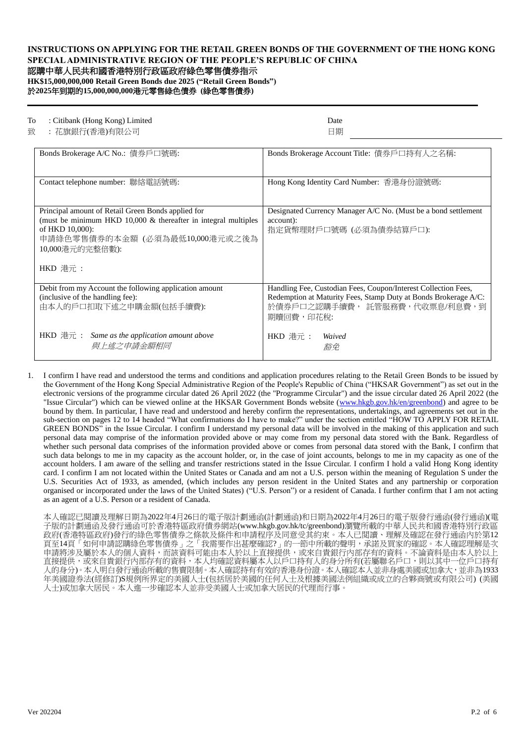## INSTRUCTIONS ON APPLYING FOR THE RETAIL GREEN BONDS OF THE GOVERNMENT OF THE HONG KONG SPECIAL ADMINISTRATIVE REGION OF THE PEOPLE'S REPUBLIC OF CHINA

## 認購中華人民共和國香港特別行政區政府綠色零售債券指示

**HK$15,000,000,000 Retail Green Bonds due 2025 ("Retail Green Bonds")**

**於2025年到期的15,000,000,000港元零售綠色債券 (綠色零售債券)**

To : Citibank (Hong Kong) Limited
致 ：花旗銀行(香港)有限公司

Date
日期

| | |
|---|---|
| Bonds Brokerage A/C No.: 債券戶口號碼: | Bonds Brokerage Account Title: 債券戶口持有人之名稱: |
| Contact telephone number: 聯絡電話號碼: | Hong Kong Identity Card Number: 香港身份證號碼: |
| Principal amount of Retail Green Bonds applied for (must be minimum HKD 10,000 & thereafter in integral multiples of HKD 10,000):<br>申請綠色零售債券的本金額 (必須為最低10,000港元或之後為10,000港元的完整倍數):<br><br>HKD 港元： | Designated Currency Manager A/C No. (Must be a bond settlement account):<br>指定貨幣理財戶口號碼 (必須為債券結算戶口): |
| Debit from my Account the following application amount (inclusive of the handling fee):<br>由本人的戶口扣取下述之申購金額(包括手續費):<br><br>HKD 港元： *Same as the application amount above*<br>*與上述之申請金額相同* | Handling Fee, Custodian Fees, Coupon/Interest Collection Fees, Redemption at Maturity Fees, Stamp Duty at Bonds Brokerage A/C:<br>於債券戶口之認購手續費， 託管服務費，代收票息/利息費，到期贖回費，印花稅:<br><br>HKD 港元： *Waived*<br>*豁免* |

1. I confirm I have read and understood the terms and conditions and application procedures relating to the Retail Green Bonds to be issued by the Government of the Hong Kong Special Administrative Region of the People's Republic of China ("HKSAR Government") as set out in the electronic versions of the programme circular dated 26 April 2022 (the "Programme Circular") and the issue circular dated 26 April 2022 (the "Issue Circular") which can be viewed online at the HKSAR Government Bonds website (www.hkgb.gov.hk/en/greenbond) and agree to be bound by them. In particular, I have read and understood and hereby confirm the representations, undertakings, and agreements set out in the sub-section on pages 12 to 14 headed "What confirmations do I have to make?" under the section entitled "HOW TO APPLY FOR RETAIL GREEN BONDS" in the Issue Circular. I confirm I understand my personal data will be involved in the making of this application and such personal data may comprise of the information provided above or may come from my personal data stored with the Bank. Regardless of whether such personal data comprises of the information provided above or comes from personal data stored with the Bank, I confirm that such data belongs to me in my capacity as the account holder, or, in the case of joint accounts, belongs to me in my capacity as one of the account holders. I am aware of the selling and transfer restrictions stated in the Issue Circular. I confirm I hold a valid Hong Kong identity card. I confirm I am not located within the United States or Canada and am not a U.S. person within the meaning of Regulation S under the U.S. Securities Act of 1933, as amended, (which includes any person resident in the United States and any partnership or corporation organised or incorporated under the laws of the United States) ("U.S. Person") or a resident of Canada. I further confirm that I am not acting as an agent of a U.S. Person or a resident of Canada.

   本人確認已閱讀及理解日期為2022年4月26日的電子版計劃通函(計劃通函)和日期為2022年4月26日的電子版發行通函(發行通函)(電子版的計劃通函及發行通函可於香港特區政府債券網站(www.hkgb.gov.hk/tc/greenbond)瀏覽所載的中華人民共和國香港特別行政區政府(香港特區政府)發行的綠色零售債券之條款及條件和申請程序及同意受其約束。本人已閱讀、理解及確認在發行通函內於第12頁至14頁「如何申請認購綠色零售債券」之「我需要作出甚麼確認?」的一節中所載的聲明，承諾及買家的確認。本人確認理解是次申請將涉及屬於本人的個人資料，而該資料可能由本人於以上直接提供，或來自貴銀行內部存有的資料。不論資料是由本人於以上直接提供，或來自貴銀行內部存有的資料，本人均確認資料屬本人以戶口持有人的身分所有(若屬聯名戶口，則以其中一位戶口持有人的身分)。本人明白發行通函所載的售賣限制。本人確認持有有效的香港身份證。本人確認本人並非身處美國或加拿大，並非為1933年美國證券法(經修訂)S規例所界定的美國人士(包括居於美國的任何人士及根據美國法例組織或成立的合夥商號或有限公司) (美國人士)或加拿大居民。本人進一步確認本人並非受美國人士或加拿大居民的代理而行事。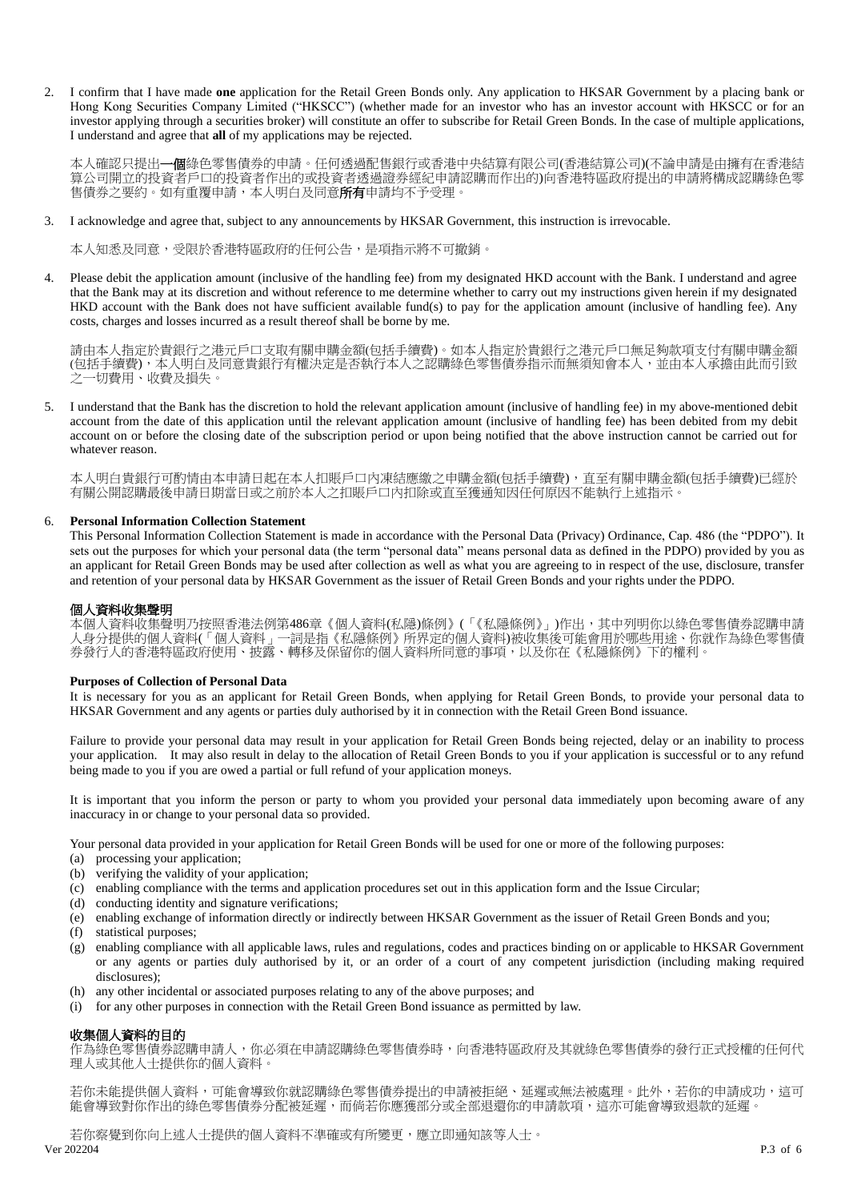2. I confirm that I have made **one** application for the Retail Green Bonds only. Any application to HKSAR Government by a placing bank or Hong Kong Securities Company Limited ("HKSCC") (whether made for an investor who has an investor account with HKSCC or for an investor applying through a securities broker) will constitute an offer to subscribe for Retail Green Bonds. In the case of multiple applications, I understand and agree that **all** of my applications may be rejected.

   本人確認只提出**一個**綠色零售債券的申請。任何透過配售銀行或香港中央結算有限公司(香港結算公司)(不論申請是由擁有在香港結算公司開立的投資者戶口的投資者作出的或投資者透過證券經紀申請認購而作出的)向香港特區政府提出的申請將構成認購綠色零售債券之要約。如有重覆申請，本人明白及同意**所有**申請均不予受理。

3. I acknowledge and agree that, subject to any announcements by HKSAR Government, this instruction is irrevocable.

   本人知悉及同意，受限於香港特區政府的任何公告，是項指示將不可撤銷。

4. Please debit the application amount (inclusive of the handling fee) from my designated HKD account with the Bank. I understand and agree that the Bank may at its discretion and without reference to me determine whether to carry out my instructions given herein if my designated HKD account with the Bank does not have sufficient available fund(s) to pay for the application amount (inclusive of handling fee). Any costs, charges and losses incurred as a result thereof shall be borne by me.

   請由本人指定於貴銀行之港元戶口支取有關申購金額(包括手續費)。如本人指定於貴銀行之港元戶口無足夠款項支付有關申購金額(包括手續費)，本人明白及同意貴銀行有權決定是否執行本人之認購綠色零售債券指示而無須知會本人，並由本人承擔由此而引致之一切費用、收費及損失。

5. I understand that the Bank has the discretion to hold the relevant application amount (inclusive of handling fee) in my above-mentioned debit account from the date of this application until the relevant application amount (inclusive of handling fee) has been debited from my debit account on or before the closing date of the subscription period or upon being notified that the above instruction cannot be carried out for whatever reason.

   本人明白貴銀行可酌情由本申請日起在本人扣賬戶口內凍結應繳之申購金額(包括手續費)，直至有關申購金額(包括手續費)已經於有關公開認購最後申請日期當日或之前於本人之扣賬戶口內扣除或直至獲通知因任何原因不能執行上述指示。

6. **Personal Information Collection Statement**

   This Personal Information Collection Statement is made in accordance with the Personal Data (Privacy) Ordinance, Cap. 486 (the "PDPO"). It sets out the purposes for which your personal data (the term "personal data" means personal data as defined in the PDPO) provided by you as an applicant for Retail Green Bonds may be used after collection as well as what you are agreeing to in respect of the use, disclosure, transfer and retention of your personal data by HKSAR Government as the issuer of Retail Green Bonds and your rights under the PDPO.

   **個人資料收集聲明**

   本個人資料收集聲明乃按照香港法例第486章《個人資料(私隱)條例》(「《私隱條例》」)作出，其中列明你以綠色零售債券認購申請人身分提供的個人資料(「個人資料」一詞是指《私隱條例》所界定的個人資料)被收集後可能會用於哪些用途、你就作為綠色零售債券發行人的香港特區政府使用、披露、轉移及保留你的個人資料所同意的事項，以及你在《私隱條例》下的權利。

   **Purposes of Collection of Personal Data**

   It is necessary for you as an applicant for Retail Green Bonds, when applying for Retail Green Bonds, to provide your personal data to HKSAR Government and any agents or parties duly authorised by it in connection with the Retail Green Bond issuance.

   Failure to provide your personal data may result in your application for Retail Green Bonds being rejected, delay or an inability to process your application. It may also result in delay to the allocation of Retail Green Bonds to you if your application is successful or to any refund being made to you if you are owed a partial or full refund of your application moneys.

   It is important that you inform the person or party to whom you provided your personal data immediately upon becoming aware of any inaccuracy in or change to your personal data so provided.

   Your personal data provided in your application for Retail Green Bonds will be used for one or more of the following purposes:

   (a) processing your application;
   (b) verifying the validity of your application;
   (c) enabling compliance with the terms and application procedures set out in this application form and the Issue Circular;
   (d) conducting identity and signature verifications;
   (e) enabling exchange of information directly or indirectly between HKSAR Government as the issuer of Retail Green Bonds and you;
   (f) statistical purposes;
   (g) enabling compliance with all applicable laws, rules and regulations, codes and practices binding on or applicable to HKSAR Government or any agents or parties duly authorised by it, or an order of a court of any competent jurisdiction (including making required disclosures);
   (h) any other incidental or associated purposes relating to any of the above purposes; and
   (i) for any other purposes in connection with the Retail Green Bond issuance as permitted by law.

   **收集個人資料的目的**

   作為綠色零售債券認購申請人，你必須在申請認購綠色零售債券時，向香港特區政府及其就綠色零售債券的發行正式授權的任何代理人或其他人士提供你的個人資料。

   若你未能提供個人資料，可能會導致你就認購綠色零售債券提出的申請被拒絕、延遲或無法被處理。此外，若你的申請成功，這可能會導致對你作出的綠色零售債券分配被延遲，而倘若你應獲部分或全部退還你的申請款項，這亦可能會導致退款的延遲。

   若你察覺到你向上述人士提供的個人資料不準確或有所變更，應立即通知該等人士。

Ver 202204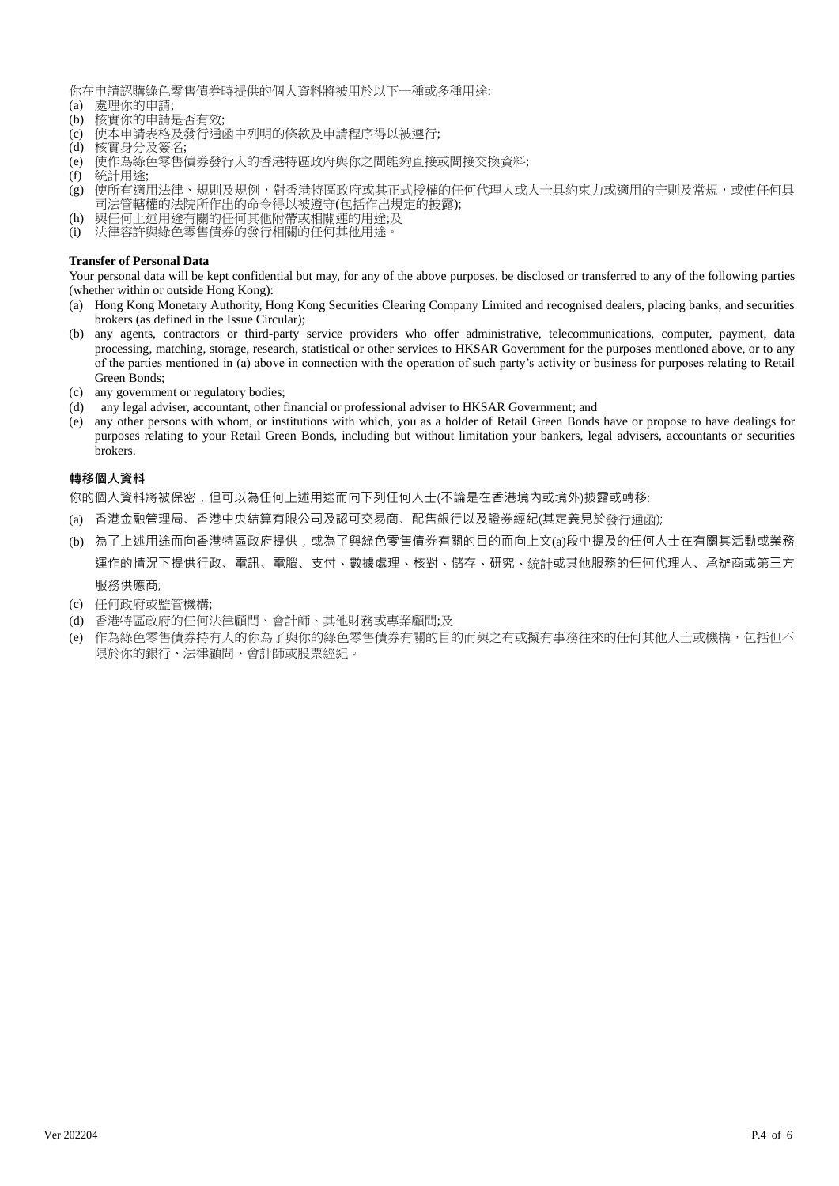你在申請認購綠色零售債券時提供的個人資料將被用於以下一種或多種用途:

(a) 處理你的申請;
(b) 核實你的申請是否有效;
(c) 使本申請表格及發行通函中列明的條款及申請程序得以被遵行;
(d) 核實身分及簽名;
(e) 使作為綠色零售債券發行人的香港特區政府與你之間能夠直接或間接交換資料;
(f) 統計用途;
(g) 使所有適用法律、規則及規例，對香港特區政府或其正式授權的任何代理人或人士具約束力或適用的守則及常規，或使任何具司法管轄權的法院所作出的命令得以被遵守(包括作出規定的披露);
(h) 與任何上述用途有關的任何其他附帶或相關連的用途;及
(i) 法律容許與綠色零售債券的發行相關的任何其他用途。

**Transfer of Personal Data**

Your personal data will be kept confidential but may, for any of the above purposes, be disclosed or transferred to any of the following parties (whether within or outside Hong Kong):

(a) Hong Kong Monetary Authority, Hong Kong Securities Clearing Company Limited and recognised dealers, placing banks, and securities brokers (as defined in the Issue Circular);
(b) any agents, contractors or third-party service providers who offer administrative, telecommunications, computer, payment, data processing, matching, storage, research, statistical or other services to HKSAR Government for the purposes mentioned above, or to any of the parties mentioned in (a) above in connection with the operation of such party's activity or business for purposes relating to Retail Green Bonds;
(c) any government or regulatory bodies;
(d) any legal adviser, accountant, other financial or professional adviser to HKSAR Government; and
(e) any other persons with whom, or institutions with which, you as a holder of Retail Green Bonds have or propose to have dealings for purposes relating to your Retail Green Bonds, including but without limitation your bankers, legal advisers, accountants or securities brokers.

**轉移個人資料**

你的個人資料將被保密，但可以為任何上述用途而向下列任何人士(不論是在香港境內或境外)披露或轉移:

(a) 香港金融管理局、香港中央結算有限公司及認可交易商、配售銀行以及證券經紀(其定義見於發行通函);
(b) 為了上述用途而向香港特區政府提供，或為了與綠色零售債券有關的目的而向上文(a)段中提及的任何人士在有關其活動或業務運作的情況下提供行政、電訊、電腦、支付、數據處理、核對、儲存、研究、統計或其他服務的任何代理人、承辦商或第三方服務供應商;
(c) 任何政府或監管機構;
(d) 香港特區政府的任何法律顧問、會計師、其他財務或專業顧問;及
(e) 作為綠色零售債券持有人的你為了與你的綠色零售債券有關的目的而與之有或擬有事務往來的任何其他人士或機構，包括但不限於你的銀行、法律顧問、會計師或股票經紀。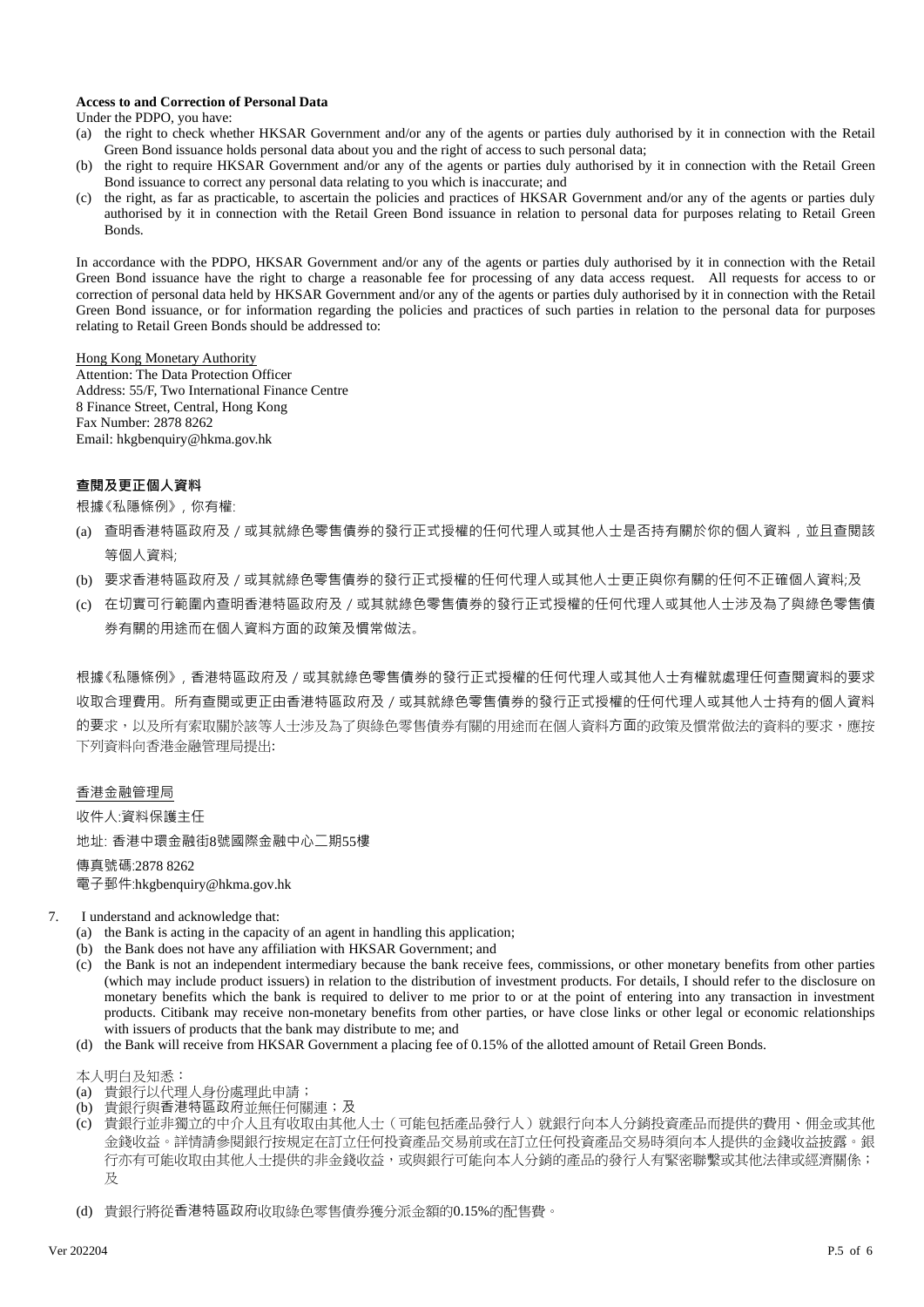**Access to and Correction of Personal Data**

Under the PDPO, you have:

(a) the right to check whether HKSAR Government and/or any of the agents or parties duly authorised by it in connection with the Retail Green Bond issuance holds personal data about you and the right of access to such personal data;

(b) the right to require HKSAR Government and/or any of the agents or parties duly authorised by it in connection with the Retail Green Bond issuance to correct any personal data relating to you which is inaccurate; and

(c) the right, as far as practicable, to ascertain the policies and practices of HKSAR Government and/or any of the agents or parties duly authorised by it in connection with the Retail Green Bond issuance in relation to personal data for purposes relating to Retail Green Bonds.

In accordance with the PDPO, HKSAR Government and/or any of the agents or parties duly authorised by it in connection with the Retail Green Bond issuance have the right to charge a reasonable fee for processing of any data access request. All requests for access to or correction of personal data held by HKSAR Government and/or any of the agents or parties duly authorised by it in connection with the Retail Green Bond issuance, or for information regarding the policies and practices of such parties in relation to the personal data for purposes relating to Retail Green Bonds should be addressed to:

<u>Hong Kong Monetary Authority</u>
Attention: The Data Protection Officer
Address: 55/F, Two International Finance Centre
8 Finance Street, Central, Hong Kong
Fax Number: 2878 8262
Email: hkgbenquiry@hkma.gov.hk

**查閱及更正個人資料**

根據《私隱條例》，你有權:

(a) 查明香港特區政府及／或其就綠色零售債券的發行正式授權的任何代理人或其他人士是否持有關於你的個人資料，並且查閱該等個人資料;

(b) 要求香港特區政府及／或其就綠色零售債券的發行正式授權的任何代理人或其他人士更正與你有關的任何不正確個人資料;及

(c) 在切實可行範圍內查明香港特區政府及／或其就綠色零售債券的發行正式授權的任何代理人或其他人士涉及為了與綠色零售債券有關的用途而在個人資料方面的政策及慣常做法。

根據《私隱條例》，香港特區政府及／或其就綠色零售債券的發行正式授權的任何代理人或其他人士有權就處理任何查閱資料的要求收取合理費用。所有查閱或更正由香港特區政府及／或其就綠色零售債券的發行正式授權的任何代理人或其他人士持有的個人資料的要求，以及所有索取關於該等人士涉及為了與綠色零售債券有關的用途而在個人資料方面的政策及慣常做法的資料的要求，應按下列資料向香港金融管理局提出:

<u>香港金融管理局</u>
收件人:資料保護主任
地址: 香港中環金融街8號國際金融中心二期55樓
傳真號碼:2878 8262
電子郵件:hkgbenquiry@hkma.gov.hk

7. I understand and acknowledge that:

(a) the Bank is acting in the capacity of an agent in handling this application;

(b) the Bank does not have any affiliation with HKSAR Government; and

(c) the Bank is not an independent intermediary because the bank receive fees, commissions, or other monetary benefits from other parties (which may include product issuers) in relation to the distribution of investment products. For details, I should refer to the disclosure on monetary benefits which the bank is required to deliver to me prior to or at the point of entering into any transaction in investment products. Citibank may receive non-monetary benefits from other parties, or have close links or other legal or economic relationships with issuers of products that the bank may distribute to me; and

(d) the Bank will receive from HKSAR Government a placing fee of 0.15% of the allotted amount of Retail Green Bonds.

本人明白及知悉：

(a) 貴銀行以代理人身份處理此申請；

(b) 貴銀行與香港特區政府並無任何關連；及

(c) 貴銀行並非獨立的中介人且有收取由其他人士（可能包括產品發行人）就銀行向本人分銷投資產品而提供的費用、佣金或其他金錢收益。詳情請參閱銀行按規定在訂立任何投資產品交易前或在訂立任何投資產品交易時須向本人提供的金錢收益披露。銀行亦有可能收取由其他人士提供的非金錢收益，或與銀行可能向本人分銷的產品的發行人有緊密聯繫或其他法律或經濟關係；及

(d) 貴銀行將從香港特區政府收取綠色零售債券獲分派金額的0.15%的配售費。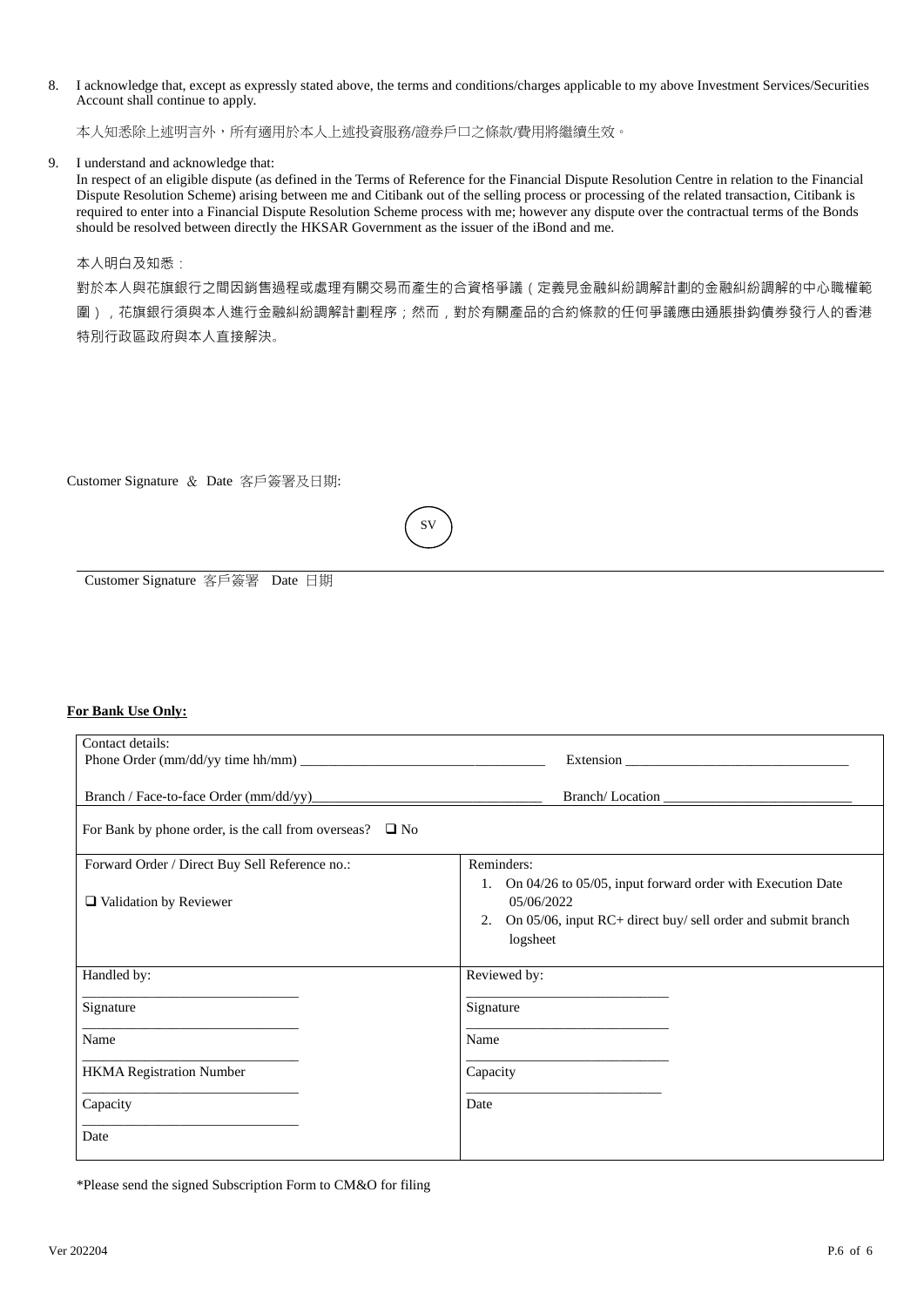8. I acknowledge that, except as expressly stated above, the terms and conditions/charges applicable to my above Investment Services/Securities Account shall continue to apply.

   本人知悉除上述明言外，所有適用於本人上述投資服務/證券戶口之條款/費用將繼續生效。

9. I understand and acknowledge that:
   In respect of an eligible dispute (as defined in the Terms of Reference for the Financial Dispute Resolution Centre in relation to the Financial Dispute Resolution Scheme) arising between me and Citibank out of the selling process or processing of the related transaction, Citibank is required to enter into a Financial Dispute Resolution Scheme process with me; however any dispute over the contractual terms of the Bonds should be resolved between directly the HKSAR Government as the issuer of the iBond and me.

   本人明白及知悉：

   對於本人與花旗銀行之間因銷售過程或處理有關交易而產生的合資格爭議（定義見金融糾紛調解計劃的金融糾紛調解的中心職權範圍），花旗銀行須與本人進行金融糾紛調解計劃程序；然而，對於有關產品的合約條款的任何爭議應由通脹掛鈎債券發行人的香港特別行政區政府與本人直接解決。

Customer Signature & Date 客戶簽署及日期:

SV

Customer Signature 客戶簽署 Date 日期

**For Bank Use Only:**

| | |
|---|---|
| Contact details:<br>Phone Order (mm/dd/yy time hh/mm) ____________________ | Extension ____________________ |
| Branch / Face-to-face Order (mm/dd/yy)____________________ | Branch/ Location ____________________ |
| For Bank by phone order, is the call from overseas? ❑ No | |
| Forward Order / Direct Buy Sell Reference no.:<br><br>❑ Validation by Reviewer | Reminders:<br>1. On 04/26 to 05/05, input forward order with Execution Date 05/06/2022<br>2. On 05/06, input RC+ direct buy/ sell order and submit branch logsheet |
| Handled by:<br>____________________<br>Signature<br>____________________<br>Name<br>____________________<br>HKMA Registration Number<br>____________________<br>Capacity<br>____________________<br>Date | Reviewed by:<br>____________________<br>Signature<br>____________________<br>Name<br>____________________<br>Capacity<br>____________________<br>Date |

*Please send the signed Subscription Form to CM&O for filing

Ver 202204